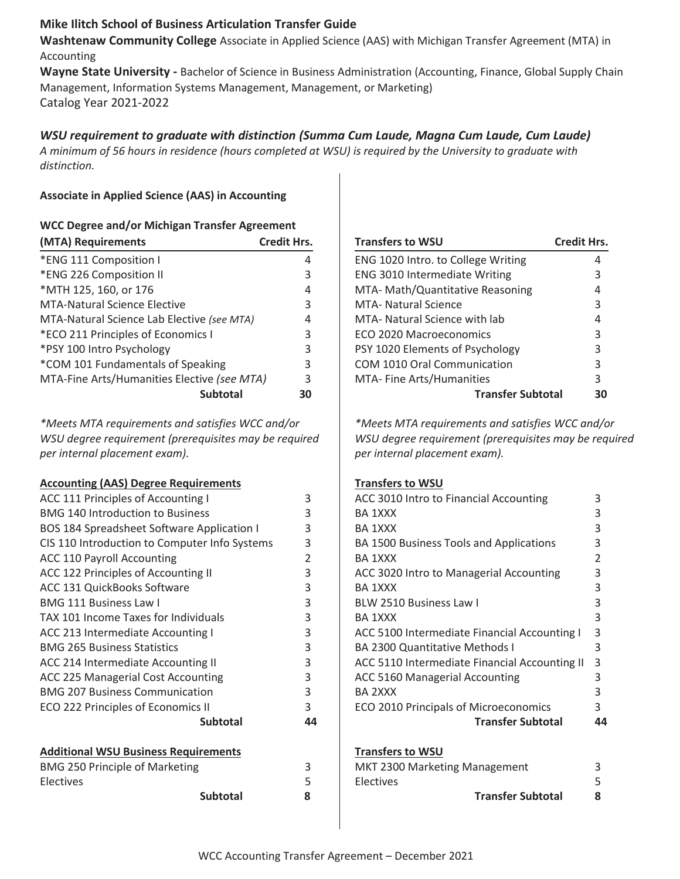**Mike Ilitch School of Business Articulation Transfer Guide**

**Washtenaw Community College** Associate in Applied Science (AAS) with Michigan Transfer Agreement (MTA) in Accounting

**Wayne State University -** Bachelor of Science in Business Administration (Accounting, Finance, Global Supply Chain Management, Information Systems Management, Management, or Marketing)

Catalog Year 2021-2022

***WSU requirement to graduate with distinction (Summa Cum Laude, Magna Cum Laude, Cum Laude)***

*A minimum of 56 hours in residence (hours completed at WSU) is required by the University to graduate with distinction.*

**Associate in Applied Science (AAS) in Accounting**

**WCC Degree and/or Michigan Transfer Agreement**

| (MTA) Requirements | Credit Hrs. | Transfers to WSU | Credit Hrs. |
|---|---|---|---|
| *ENG 111 Composition I | 4 | ENG 1020 Intro. to College Writing | 4 |
| *ENG 226 Composition II | 3 | ENG 3010 Intermediate Writing | 3 |
| *MTH 125, 160, or 176 | 4 | MTA- Math/Quantitative Reasoning | 4 |
| MTA-Natural Science Elective | 3 | MTA- Natural Science | 3 |
| MTA-Natural Science Lab Elective *(see MTA)* | 4 | MTA- Natural Science with lab | 4 |
| *ECO 211 Principles of Economics I | 3 | ECO 2020 Macroeconomics | 3 |
| *PSY 100 Intro Psychology | 3 | PSY 1020 Elements of Psychology | 3 |
| *COM 101 Fundamentals of Speaking | 3 | COM 1010 Oral Communication | 3 |
| MTA-Fine Arts/Humanities Elective *(see MTA)* | 3 | MTA- Fine Arts/Humanities | 3 |
| **Subtotal** | **30** | **Transfer Subtotal** | **30** |

*\*Meets MTA requirements and satisfies WCC and/or WSU degree requirement (prerequisites may be required per internal placement exam).*

| Accounting (AAS) Degree Requirements | | Transfers to WSU | |
|---|---|---|---|
| ACC 111 Principles of Accounting I | 3 | ACC 3010 Intro to Financial Accounting | 3 |
| BMG 140 Introduction to Business | 3 | BA 1XXX | 3 |
| BOS 184 Spreadsheet Software Application I | 3 | BA 1XXX | 3 |
| CIS 110 Introduction to Computer Info Systems | 3 | BA 1500 Business Tools and Applications | 3 |
| ACC 110 Payroll Accounting | 2 | BA 1XXX | 2 |
| ACC 122 Principles of Accounting II | 3 | ACC 3020 Intro to Managerial Accounting | 3 |
| ACC 131 QuickBooks Software | 3 | BA 1XXX | 3 |
| BMG 111 Business Law I | 3 | BLW 2510 Business Law I | 3 |
| TAX 101 Income Taxes for Individuals | 3 | BA 1XXX | 3 |
| ACC 213 Intermediate Accounting I | 3 | ACC 5100 Intermediate Financial Accounting I | 3 |
| BMG 265 Business Statistics | 3 | BA 2300 Quantitative Methods I | 3 |
| ACC 214 Intermediate Accounting II | 3 | ACC 5110 Intermediate Financial Accounting II | 3 |
| ACC 225 Managerial Cost Accounting | 3 | ACC 5160 Managerial Accounting | 3 |
| BMG 207 Business Communication | 3 | BA 2XXX | 3 |
| ECO 222 Principles of Economics II | 3 | ECO 2010 Principals of Microeconomics | 3 |
| **Subtotal** | **44** | **Transfer Subtotal** | **44** |

| Additional WSU Business Requirements | | Transfers to WSU | |
|---|---|---|---|
| BMG 250 Principle of Marketing | 3 | MKT 2300 Marketing Management | 3 |
| Electives | 5 | Electives | 5 |
| **Subtotal** | **8** | **Transfer Subtotal** | **8** |

WCC Accounting Transfer Agreement – December 2021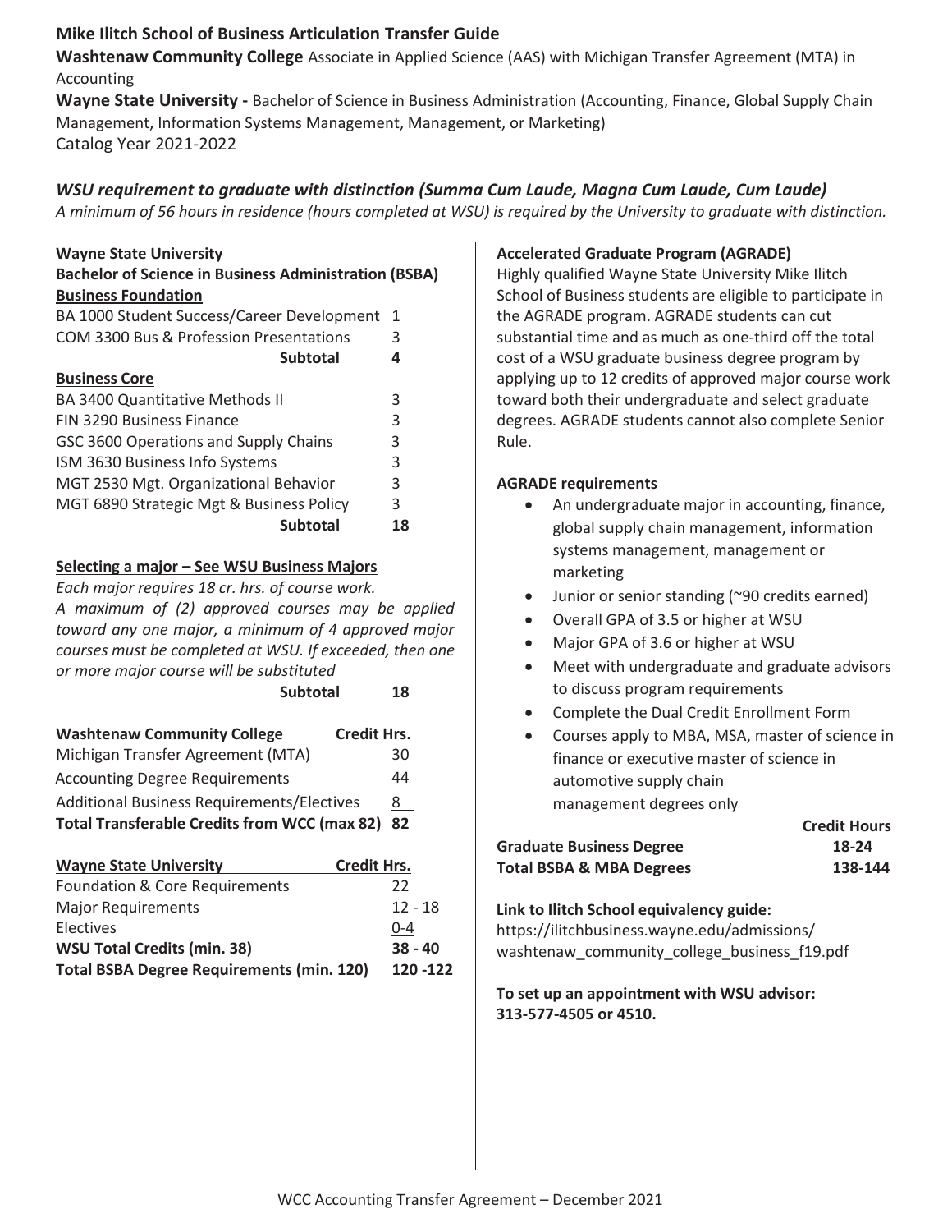# Mike Ilitch School of Business Articulation Transfer Guide

**Washtenaw Community College** Associate in Applied Science (AAS) with Michigan Transfer Agreement (MTA) in Accounting

**Wayne State University -** Bachelor of Science in Business Administration (Accounting, Finance, Global Supply Chain Management, Information Systems Management, Management, or Marketing)

Catalog Year 2021-2022

## *WSU requirement to graduate with distinction (Summa Cum Laude, Magna Cum Laude, Cum Laude)*

*A minimum of 56 hours in residence (hours completed at WSU) is required by the University to graduate with distinction.*

**Wayne State University**

**Bachelor of Science in Business Administration (BSBA)**

**Business Foundation**

| Course | Credits |
|---|---|
| BA 1000 Student Success/Career Development | 1 |
| COM 3300 Bus & Profession Presentations | 3 |
| **Subtotal** | **4** |

**Business Core**

| Course | Credits |
|---|---|
| BA 3400 Quantitative Methods II | 3 |
| FIN 3290 Business Finance | 3 |
| GSC 3600 Operations and Supply Chains | 3 |
| ISM 3630 Business Info Systems | 3 |
| MGT 2530 Mgt. Organizational Behavior | 3 |
| MGT 6890 Strategic Mgt & Business Policy | 3 |
| **Subtotal** | **18** |

**Selecting a major – See WSU Business Majors**

*Each major requires 18 cr. hrs. of course work.*

*A maximum of (2) approved courses may be applied toward any one major, a minimum of 4 approved major courses must be completed at WSU. If exceeded, then one or more major course will be substituted*

**Subtotal 18**

| Washtenaw Community College | Credit Hrs. |
|---|---|
| Michigan Transfer Agreement (MTA) | 30 |
| Accounting Degree Requirements | 44 |
| Additional Business Requirements/Electives | 8 |
| **Total Transferable Credits from WCC (max 82)** | **82** |

| Wayne State University | Credit Hrs. |
|---|---|
| Foundation & Core Requirements | 22 |
| Major Requirements | 12 - 18 |
| Electives | 0-4 |
| **WSU Total Credits (min. 38)** | **38 - 40** |
| **Total BSBA Degree Requirements (min. 120)** | **120 -122** |

**Accelerated Graduate Program (AGRADE)**

Highly qualified Wayne State University Mike Ilitch School of Business students are eligible to participate in the AGRADE program. AGRADE students can cut substantial time and as much as one-third off the total cost of a WSU graduate business degree program by applying up to 12 credits of approved major course work toward both their undergraduate and select graduate degrees. AGRADE students cannot also complete Senior Rule.

**AGRADE requirements**

- An undergraduate major in accounting, finance, global supply chain management, information systems management, management or marketing
- Junior or senior standing (~90 credits earned)
- Overall GPA of 3.5 or higher at WSU
- Major GPA of 3.6 or higher at WSU
- Meet with undergraduate and graduate advisors to discuss program requirements
- Complete the Dual Credit Enrollment Form
- Courses apply to MBA, MSA, master of science in finance or executive master of science in automotive supply chain management degrees only

| | Credit Hours |
|---|---|
| **Graduate Business Degree** | **18-24** |
| **Total BSBA & MBA Degrees** | **138-144** |

**Link to Ilitch School equivalency guide:**

https://ilitchbusiness.wayne.edu/admissions/washtenaw_community_college_business_f19.pdf

**To set up an appointment with WSU advisor: 313-577-4505 or 4510.**

WCC Accounting Transfer Agreement – December 2021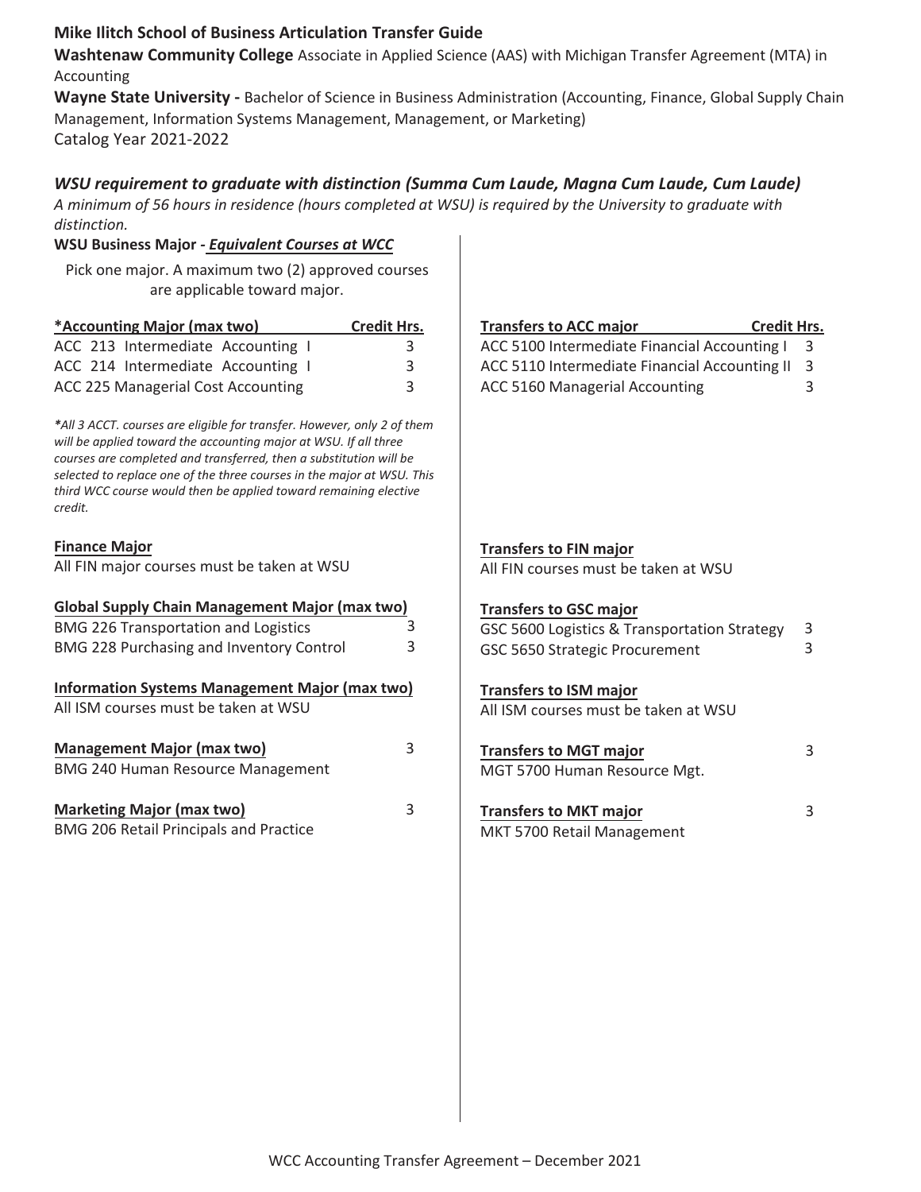**Mike Ilitch School of Business Articulation Transfer Guide**

**Washtenaw Community College** Associate in Applied Science (AAS) with Michigan Transfer Agreement (MTA) in Accounting

**Wayne State University -** Bachelor of Science in Business Administration (Accounting, Finance, Global Supply Chain Management, Information Systems Management, Management, or Marketing)

Catalog Year 2021-2022

### *WSU requirement to graduate with distinction (Summa Cum Laude, Magna Cum Laude, Cum Laude)*

*A minimum of 56 hours in residence (hours completed at WSU) is required by the University to graduate with distinction.*

**WSU Business Major - *Equivalent Courses at WCC***

Pick one major. A maximum two (2) approved courses are applicable toward major.

| **\*Accounting Major (max two)** | **Credit Hrs.** | **Transfers to ACC major** | **Credit Hrs.** |
|---|---|---|---|
| ACC 213 Intermediate Accounting I | 3 | ACC 5100 Intermediate Financial Accounting I | 3 |
| ACC 214 Intermediate Accounting I | 3 | ACC 5110 Intermediate Financial Accounting II | 3 |
| ACC 225 Managerial Cost Accounting | 3 | ACC 5160 Managerial Accounting | 3 |

*\*All 3 ACCT. courses are eligible for transfer. However, only 2 of them will be applied toward the accounting major at WSU. If all three courses are completed and transferred, then a substitution will be selected to replace one of the three courses in the major at WSU. This third WCC course would then be applied toward remaining elective credit.*

**Finance Major**

All FIN major courses must be taken at WSU

**Transfers to FIN major**

All FIN courses must be taken at WSU

| **Global Supply Chain Management Major (max two)** | | **Transfers to GSC major** | |
|---|---|---|---|
| BMG 226 Transportation and Logistics | 3 | GSC 5600 Logistics & Transportation Strategy | 3 |
| BMG 228 Purchasing and Inventory Control | 3 | GSC 5650 Strategic Procurement | 3 |

**Information Systems Management Major (max two)**

All ISM courses must be taken at WSU

**Transfers to ISM major**

All ISM courses must be taken at WSU

| **Management Major (max two)** | 3 | **Transfers to MGT major** | 3 |
|---|---|---|---|
| BMG 240 Human Resource Management | | MGT 5700 Human Resource Mgt. | |

| **Marketing Major (max two)** | 3 | **Transfers to MKT major** | 3 |
|---|---|---|---|
| BMG 206 Retail Principals and Practice | | MKT 5700 Retail Management | |

WCC Accounting Transfer Agreement – December 2021